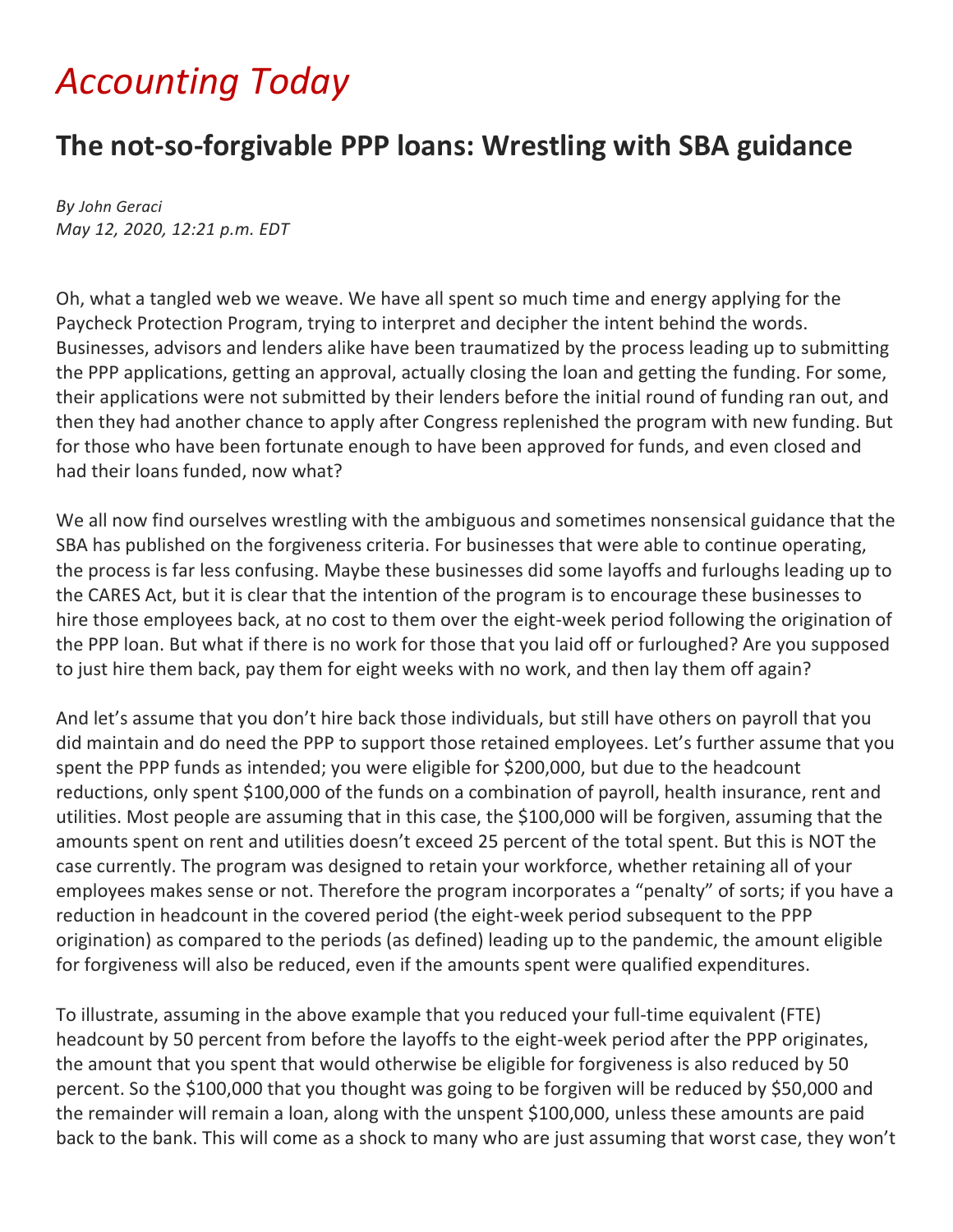# *Accounting Today*

## The not-so-forgivable PPP loans: Wrestling with SBA guidance

*By John Geraci*
*May 12, 2020, 12:21 p.m. EDT*

Oh, what a tangled web we weave. We have all spent so much time and energy applying for the Paycheck Protection Program, trying to interpret and decipher the intent behind the words. Businesses, advisors and lenders alike have been traumatized by the process leading up to submitting the PPP applications, getting an approval, actually closing the loan and getting the funding. For some, their applications were not submitted by their lenders before the initial round of funding ran out, and then they had another chance to apply after Congress replenished the program with new funding. But for those who have been fortunate enough to have been approved for funds, and even closed and had their loans funded, now what?

We all now find ourselves wrestling with the ambiguous and sometimes nonsensical guidance that the SBA has published on the forgiveness criteria. For businesses that were able to continue operating, the process is far less confusing. Maybe these businesses did some layoffs and furloughs leading up to the CARES Act, but it is clear that the intention of the program is to encourage these businesses to hire those employees back, at no cost to them over the eight-week period following the origination of the PPP loan. But what if there is no work for those that you laid off or furloughed? Are you supposed to just hire them back, pay them for eight weeks with no work, and then lay them off again?

And let's assume that you don't hire back those individuals, but still have others on payroll that you did maintain and do need the PPP to support those retained employees. Let's further assume that you spent the PPP funds as intended; you were eligible for $200,000, but due to the headcount reductions, only spent $100,000 of the funds on a combination of payroll, health insurance, rent and utilities. Most people are assuming that in this case, the $100,000 will be forgiven, assuming that the amounts spent on rent and utilities doesn't exceed 25 percent of the total spent. But this is NOT the case currently. The program was designed to retain your workforce, whether retaining all of your employees makes sense or not. Therefore the program incorporates a "penalty" of sorts; if you have a reduction in headcount in the covered period (the eight-week period subsequent to the PPP origination) as compared to the periods (as defined) leading up to the pandemic, the amount eligible for forgiveness will also be reduced, even if the amounts spent were qualified expenditures.

To illustrate, assuming in the above example that you reduced your full-time equivalent (FTE) headcount by 50 percent from before the layoffs to the eight-week period after the PPP originates, the amount that you spent that would otherwise be eligible for forgiveness is also reduced by 50 percent. So the $100,000 that you thought was going to be forgiven will be reduced by $50,000 and the remainder will remain a loan, along with the unspent $100,000, unless these amounts are paid back to the bank. This will come as a shock to many who are just assuming that worst case, they won't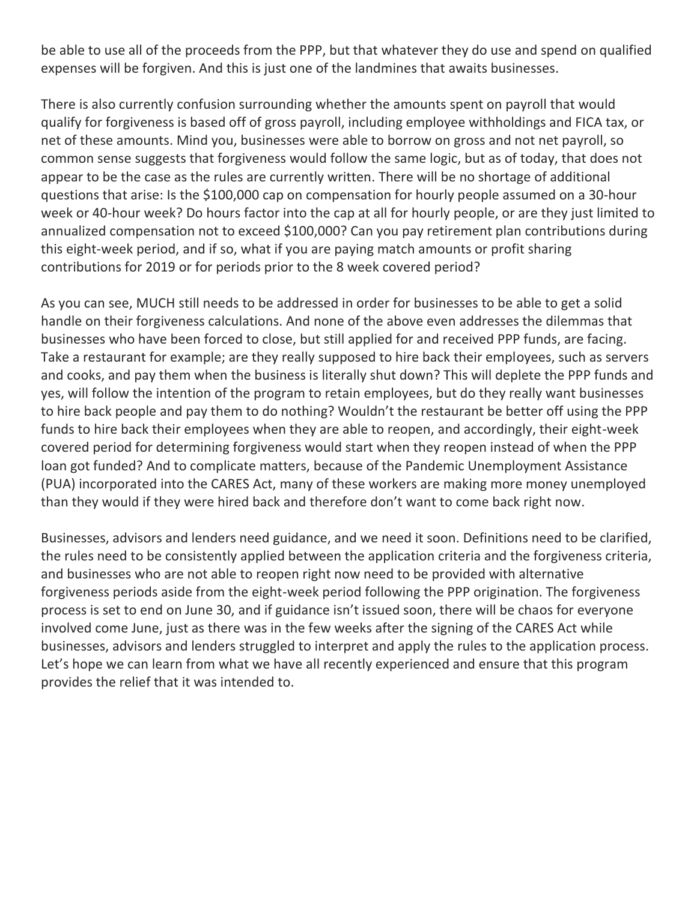be able to use all of the proceeds from the PPP, but that whatever they do use and spend on qualified expenses will be forgiven. And this is just one of the landmines that awaits businesses.

There is also currently confusion surrounding whether the amounts spent on payroll that would qualify for forgiveness is based off of gross payroll, including employee withholdings and FICA tax, or net of these amounts. Mind you, businesses were able to borrow on gross and not net payroll, so common sense suggests that forgiveness would follow the same logic, but as of today, that does not appear to be the case as the rules are currently written. There will be no shortage of additional questions that arise: Is the $100,000 cap on compensation for hourly people assumed on a 30-hour week or 40-hour week? Do hours factor into the cap at all for hourly people, or are they just limited to annualized compensation not to exceed $100,000? Can you pay retirement plan contributions during this eight-week period, and if so, what if you are paying match amounts or profit sharing contributions for 2019 or for periods prior to the 8 week covered period?

As you can see, MUCH still needs to be addressed in order for businesses to be able to get a solid handle on their forgiveness calculations. And none of the above even addresses the dilemmas that businesses who have been forced to close, but still applied for and received PPP funds, are facing. Take a restaurant for example; are they really supposed to hire back their employees, such as servers and cooks, and pay them when the business is literally shut down? This will deplete the PPP funds and yes, will follow the intention of the program to retain employees, but do they really want businesses to hire back people and pay them to do nothing? Wouldn't the restaurant be better off using the PPP funds to hire back their employees when they are able to reopen, and accordingly, their eight-week covered period for determining forgiveness would start when they reopen instead of when the PPP loan got funded? And to complicate matters, because of the Pandemic Unemployment Assistance (PUA) incorporated into the CARES Act, many of these workers are making more money unemployed than they would if they were hired back and therefore don't want to come back right now.

Businesses, advisors and lenders need guidance, and we need it soon. Definitions need to be clarified, the rules need to be consistently applied between the application criteria and the forgiveness criteria, and businesses who are not able to reopen right now need to be provided with alternative forgiveness periods aside from the eight-week period following the PPP origination. The forgiveness process is set to end on June 30, and if guidance isn't issued soon, there will be chaos for everyone involved come June, just as there was in the few weeks after the signing of the CARES Act while businesses, advisors and lenders struggled to interpret and apply the rules to the application process. Let's hope we can learn from what we have all recently experienced and ensure that this program provides the relief that it was intended to.